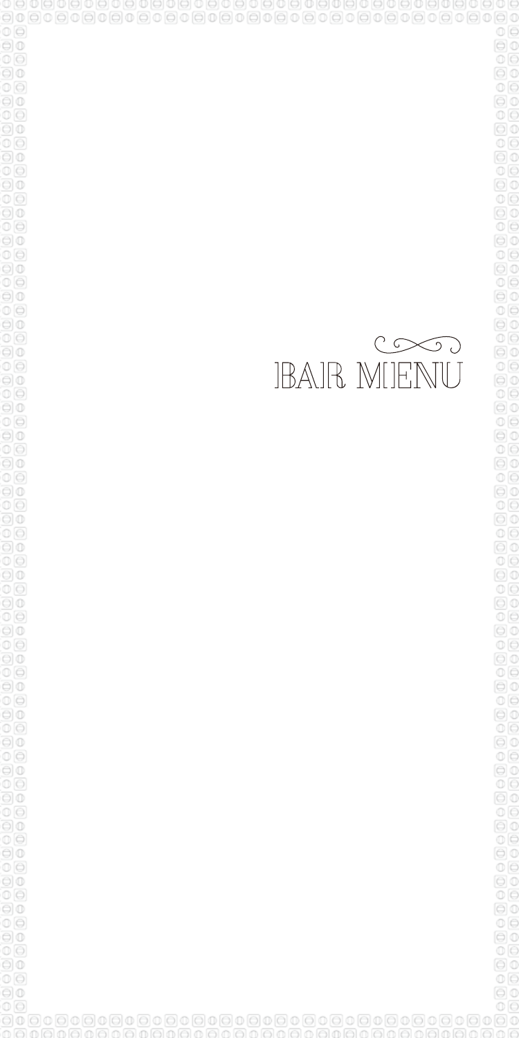# BAR MENU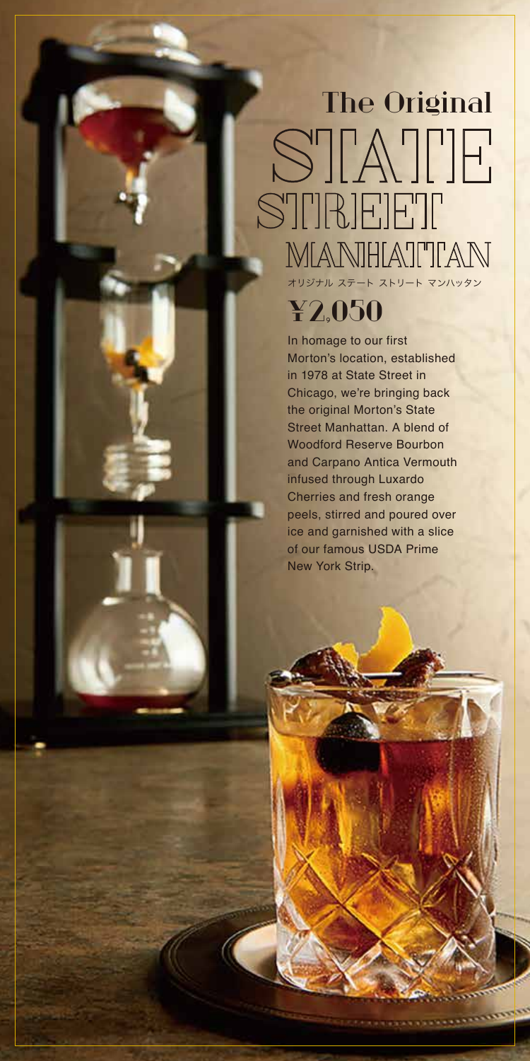# The Original STATE STREET MANHATTAN

オリジナル ステート ストリート マンハッタン

**¥2,050**

In homage to our first Morton's location, established in 1978 at State Street in Chicago, we're bringing back the original Morton's State Street Manhattan. A blend of Woodford Reserve Bourbon and Carpano Antica Vermouth infused through Luxardo Cherries and fresh orange peels, stirred and poured over ice and garnished with a slice of our famous USDA Prime New York Strip.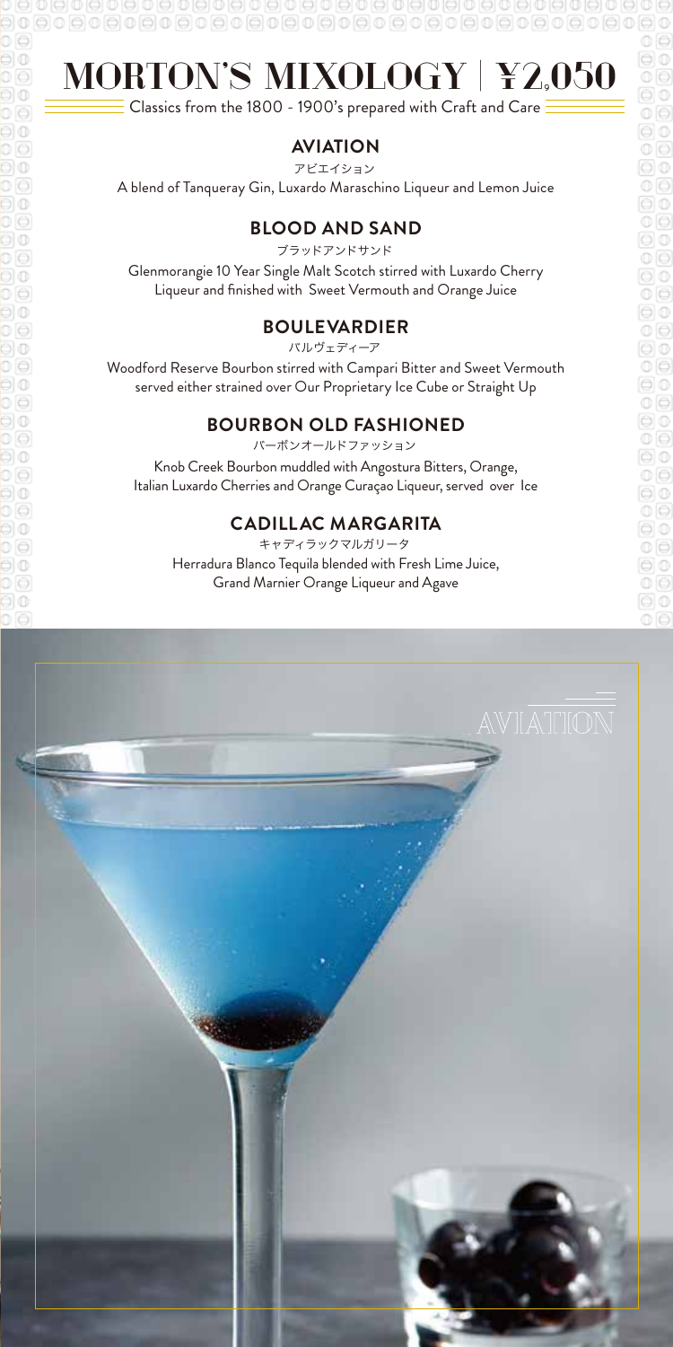# MORTON'S MIXOLOGY | ¥2,050

Classics from the 1800 - 1900's prepared with Craft and Care

## AVIATION

アビエイション

A blend of Tanqueray Gin, Luxardo Maraschino Liqueur and Lemon Juice

## BLOOD AND SAND

ブラッドアンドサンド

Glenmorangie 10 Year Single Malt Scotch stirred with Luxardo Cherry Liqueur and finished with Sweet Vermouth and Orange Juice

## BOULEVARDIER

バルヴェディーア

Woodford Reserve Bourbon stirred with Campari Bitter and Sweet Vermouth served either strained over Our Proprietary Ice Cube or Straight Up

## BOURBON OLD FASHIONED

バーボンオールドファッション

Knob Creek Bourbon muddled with Angostura Bitters, Orange, Italian Luxardo Cherries and Orange Curaçao Liqueur, served over Ice

## CADILLAC MARGARITA

キャディラックマルガリータ

Herradura Blanco Tequila blended with Fresh Lime Juice, Grand Marnier Orange Liqueur and Agave

AVIATION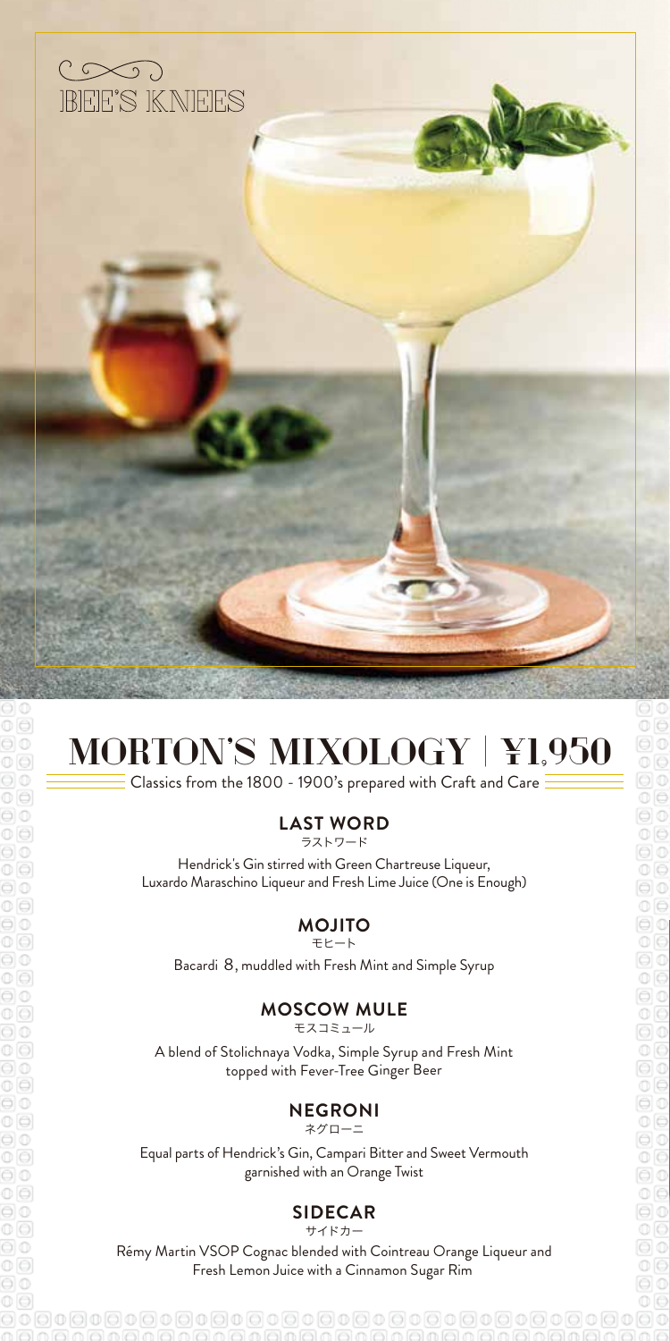BEE'S KNEES

# MORTON'S MIXOLOGY | ¥1,950

Classics from the 1800 - 1900's prepared with Craft and Care

### LAST WORD
ラストワード

Hendrick's Gin stirred with Green Chartreuse Liqueur, Luxardo Maraschino Liqueur and Fresh Lime Juice (One is Enough)

### MOJITO
モヒート

Bacardi 8, muddled with Fresh Mint and Simple Syrup

### MOSCOW MULE
モスコミュール

A blend of Stolichnaya Vodka, Simple Syrup and Fresh Mint topped with Fever-Tree Ginger Beer

### NEGRONI
ネグローニ

Equal parts of Hendrick's Gin, Campari Bitter and Sweet Vermouth garnished with an Orange Twist

### SIDECAR
サイドカー

Rémy Martin VSOP Cognac blended with Cointreau Orange Liqueur and Fresh Lemon Juice with a Cinnamon Sugar Rim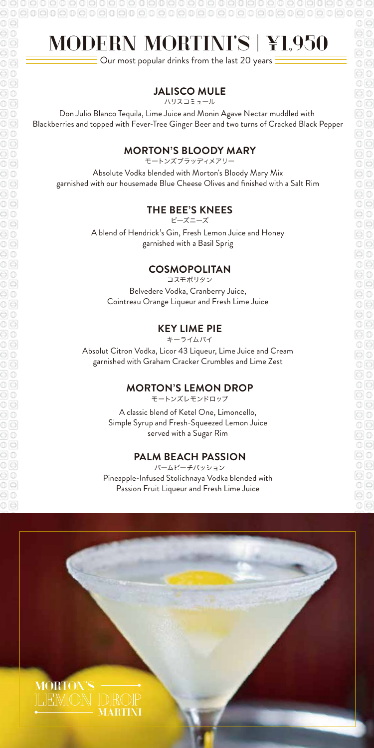# MODERN MORTINI'S | ¥1,950

Our most popular drinks from the last 20 years

### JALISCO MULE

ハリスコミュール

Don Julio Blanco Tequila, Lime Juice and Monin Agave Nectar muddled with Blackberries and topped with Fever-Tree Ginger Beer and two turns of Cracked Black Pepper

### MORTON'S BLOODY MARY

モートンズブラッディメアリー

Absolute Vodka blended with Morton's Bloody Mary Mix garnished with our housemade Blue Cheese Olives and finished with a Salt Rim

### THE BEE'S KNEES

ビーズニーズ

A blend of Hendrick's Gin, Fresh Lemon Juice and Honey garnished with a Basil Sprig

### COSMOPOLITAN

コスモポリタン

Belvedere Vodka, Cranberry Juice, Cointreau Orange Liqueur and Fresh Lime Juice

### KEY LIME PIE

キーライムパイ

Absolut Citron Vodka, Licor 43 Liqueur, Lime Juice and Cream garnished with Graham Cracker Crumbles and Lime Zest

### MORTON'S LEMON DROP

モートンズレモンドロップ

A classic blend of Ketel One, Limoncello, Simple Syrup and Fresh-Squeezed Lemon Juice served with a Sugar Rim

### PALM BEACH PASSION

パームビーチパッション

Pineapple-Infused Stolichnaya Vodka blended with Passion Fruit Liqueur and Fresh Lime Juice

MORTON'S LEMON DROP MARTINI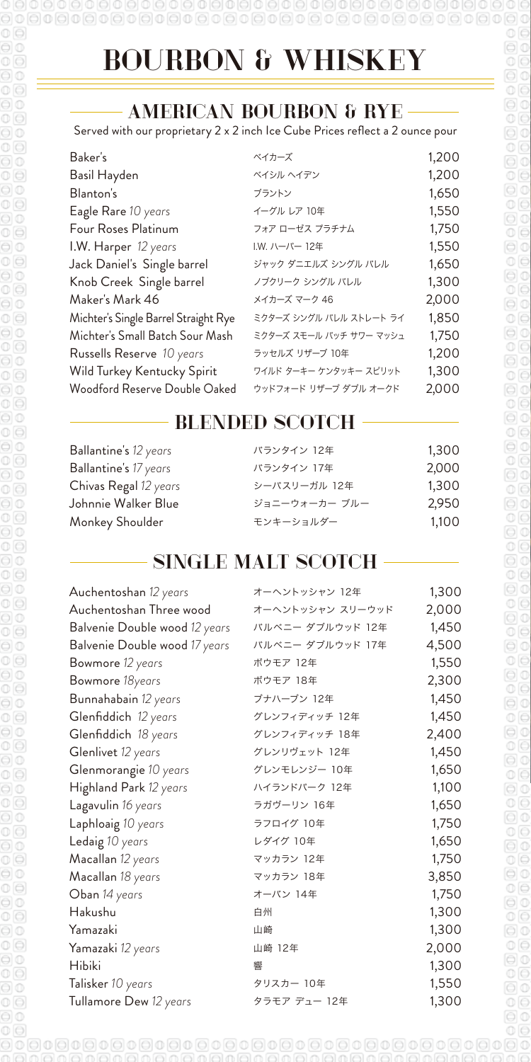# BOURBON & WHISKEY

## AMERICAN BOURBON & RYE

Served with our proprietary 2 x 2 inch Ice Cube Prices reflect a 2 ounce pour

| | | |
|---|---|---|
| Baker's | ベイカーズ | 1,200 |
| Basil Hayden | ベイシル ヘイデン | 1,200 |
| Blanton's | ブラントン | 1,650 |
| Eagle Rare *10 years* | イーグル レア 10年 | 1,550 |
| Four Roses Platinum | フォア ローゼス プラチナム | 1,750 |
| I.W. Harper *12 years* | I.W. ハーパー 12年 | 1,550 |
| Jack Daniel's Single barrel | ジャック ダニエルズ シングル バレル | 1,650 |
| Knob Creek Single barrel | ノブクリーク シングル バレル | 1,300 |
| Maker's Mark 46 | メイカーズ マーク 46 | 2,000 |
| Michter's Single Barrel Straight Rye | ミクターズ シングル バレル ストレート ライ | 1,850 |
| Michter's Small Batch Sour Mash | ミクターズ スモール バッチ サワー マッシュ | 1,750 |
| Russells Reserve *10 years* | ラッセルズ リザーブ 10年 | 1,200 |
| Wild Turkey Kentucky Spirit | ワイルド ターキー ケンタッキー スピリット | 1,300 |
| Woodford Reserve Double Oaked | ウッドフォード リザーブ ダブル オークド | 2,000 |

## BLENDED SCOTCH

| | | |
|---|---|---|
| Ballantine's *12 years* | バランタイン 12年 | 1,300 |
| Ballantine's *17 years* | バランタイン 17年 | 2,000 |
| Chivas Regal *12 years* | シーバスリーガル 12年 | 1,300 |
| Johnnie Walker Blue | ジョニーウォーカー ブルー | 2,950 |
| Monkey Shoulder | モンキーショルダー | 1,100 |

## SINGLE MALT SCOTCH

| | | |
|---|---|---|
| Auchentoshan *12 years* | オーヘントッシャン 12年 | 1,300 |
| Auchentoshan Three wood | オーヘントッシャン スリーウッド | 2,000 |
| Balvenie Double wood *12 years* | バルベニー ダブルウッド 12年 | 1,450 |
| Balvenie Double wood *17 years* | バルベニー ダブルウッド 17年 | 4,500 |
| Bowmore *12 years* | ボウモア 12年 | 1,550 |
| Bowmore *18years* | ボウモア 18年 | 2,300 |
| Bunnahabain *12 years* | ブナハーブン 12年 | 1,450 |
| Glenfiddich *12 years* | グレンフィディッチ 12年 | 1,450 |
| Glenfiddich *18 years* | グレンフィディッチ 18年 | 2,400 |
| Glenlivet *12 years* | グレンリヴェット 12年 | 1,450 |
| Glenmorangie *10 years* | グレンモレンジー 10年 | 1,650 |
| Highland Park *12 years* | ハイランドパーク 12年 | 1,100 |
| Lagavulin *16 years* | ラガヴーリン 16年 | 1,650 |
| Laphloaig *10 years* | ラフロイグ 10年 | 1,750 |
| Ledaig *10 years* | レダイグ 10年 | 1,650 |
| Macallan *12 years* | マッカラン 12年 | 1,750 |
| Macallan *18 years* | マッカラン 18年 | 3,850 |
| Oban *14 years* | オーバン 14年 | 1,750 |
| Hakushu | 白州 | 1,300 |
| Yamazaki | 山崎 | 1,300 |
| Yamazaki *12 years* | 山崎 12年 | 2,000 |
| Hibiki | 響 | 1,300 |
| Talisker *10 years* | タリスカー 10年 | 1,550 |
| Tullamore Dew *12 years* | タラモア デュー 12年 | 1,300 |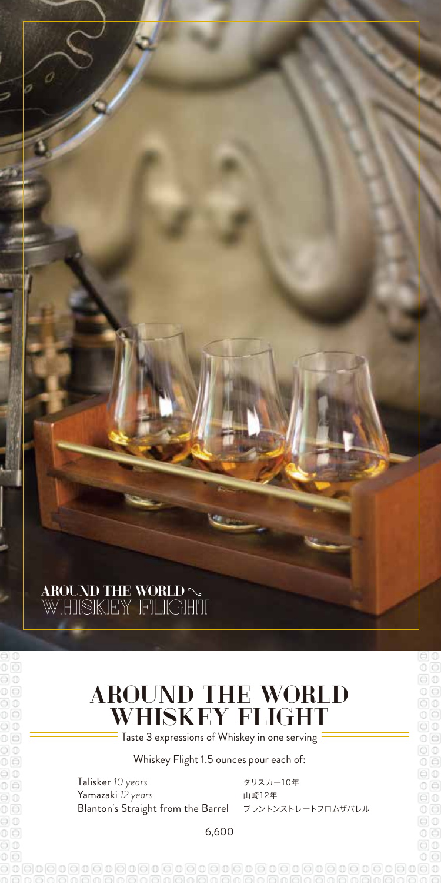AROUND THE WORLD ~ WHISKEY FLIGHT

# AROUND THE WORLD WHISKEY FLIGHT

Taste 3 expressions of Whiskey in one serving

Whiskey Flight 1.5 ounces pour each of:

| | |
|---|---|
| Talisker *10 years* | タリスカー10年 |
| Yamazaki *12 years* | 山崎12年 |
| Blanton's Straight from the Barrel | ブラントンストレートフロムザバレル |

6,600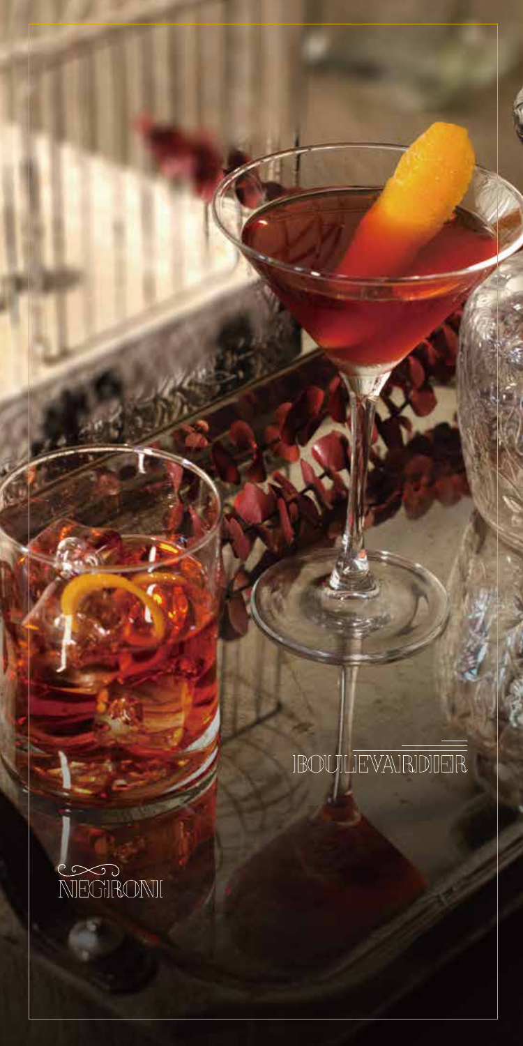BOULEVARDIER

NEGRONI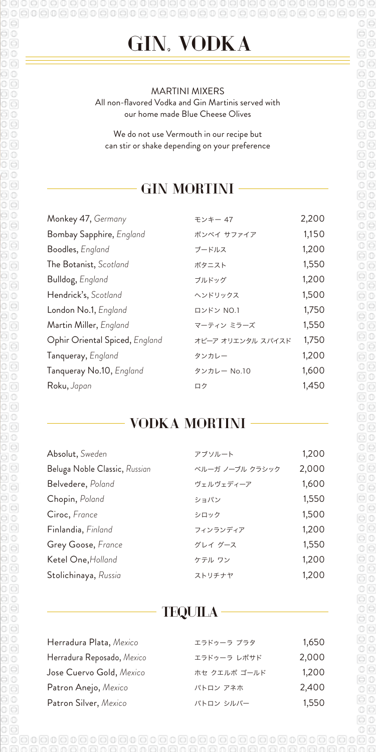# GIN, VODKA

MARTINI MIXERS
All non-flavored Vodka and Gin Martinis served with our home made Blue Cheese Olives

We do not use Vermouth in our recipe but can stir or shake depending on your preference

## GIN MORTINI

| | | |
|---|---|---|
| Monkey 47, *Germany* | モンキー 47 | 2,200 |
| Bombay Sapphire, *England* | ボンベイ サファイア | 1,150 |
| Boodles, *England* | ブードルス | 1,200 |
| The Botanist, *Scotland* | ボタニスト | 1,550 |
| Bulldog, *England* | ブルドッグ | 1,200 |
| Hendrick's, *Scotland* | ヘンドリックス | 1,500 |
| London No.1, *England* | ロンドン NO.1 | 1,750 |
| Martin Miller, *England* | マーティン ミラーズ | 1,550 |
| Ophir Oriental Spiced, *England* | オピーア オリエンタル スパイスド | 1,750 |
| Tanqueray, *England* | タンカレー | 1,200 |
| Tanqueray No.10, *England* | タンカレー No.10 | 1,600 |
| Roku, *Japan* | ロク | 1,450 |

## VODKA MORTINI

| | | |
|---|---|---|
| Absolut, *Sweden* | アブソルート | 1,200 |
| Beluga Noble Classic, *Russian* | ベルーガ ノーブル クラシック | 2,000 |
| Belvedere, *Poland* | ヴェルヴェディーア | 1,600 |
| Chopin, *Poland* | ショパン | 1,550 |
| Ciroc, *France* | シロック | 1,500 |
| Finlandia, *Finland* | フィンランディア | 1,200 |
| Grey Goose, *France* | グレイ グース | 1,550 |
| Ketel One,*Holland* | ケテル ワン | 1,200 |
| Stolichinaya, *Russia* | ストリチナヤ | 1,200 |

## TEQUILA

| | | |
|---|---|---|
| Herradura Plata, *Mexico* | エラドゥーラ プラタ | 1,650 |
| Herradura Reposado, *Mexico* | エラドゥーラ レポサド | 2,000 |
| Jose Cuervo Gold, *Mexico* | ホセ クエルボ ゴールド | 1,200 |
| Patron Anejo, *Mexico* | パトロン アネホ | 2,400 |
| Patron Silver, *Mexico* | パトロン シルバー | 1,550 |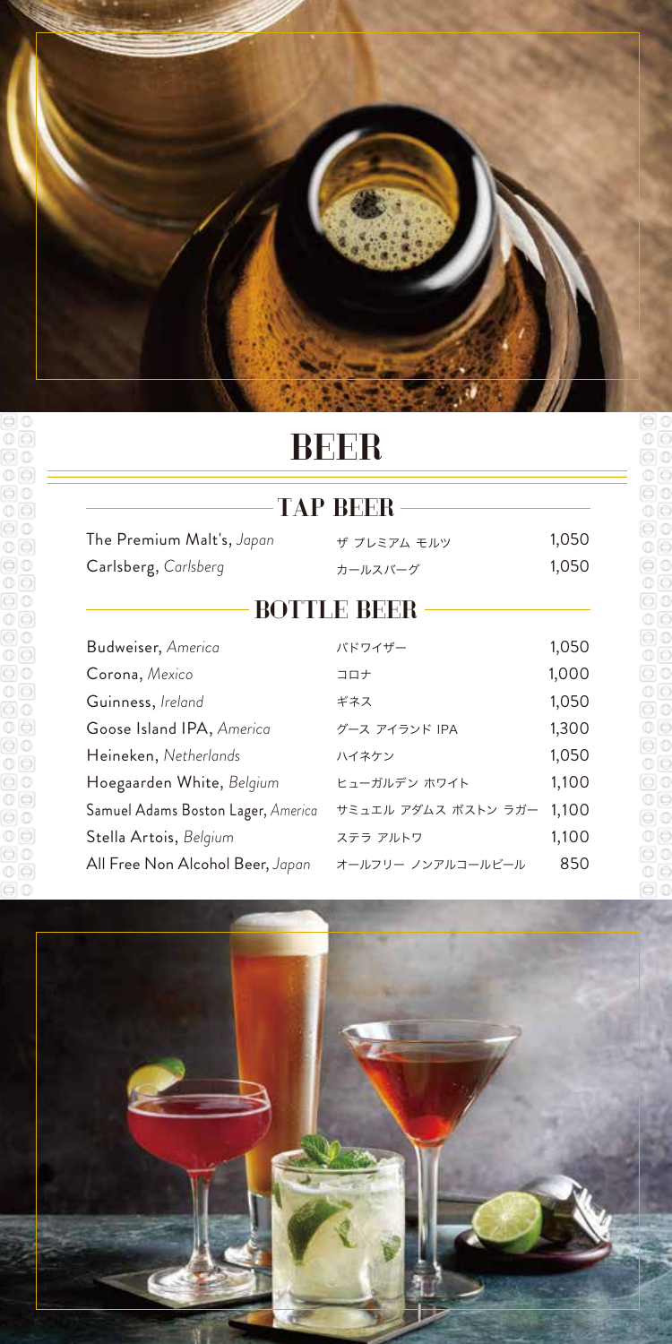# BEER

## TAP BEER

| | | |
|---|---|---|
| The Premium Malt's, *Japan* | ザ プレミアム モルツ | 1,050 |
| Carlsberg, *Carlsberg* | カールスバーグ | 1,050 |

## BOTTLE BEER

| | | |
|---|---|---|
| Budweiser, *America* | バドワイザー | 1,050 |
| Corona, *Mexico* | コロナ | 1,000 |
| Guinness, *Ireland* | ギネス | 1,050 |
| Goose Island IPA, *America* | グース アイランド IPA | 1,300 |
| Heineken, *Netherlands* | ハイネケン | 1,050 |
| Hoegaarden White, *Belgium* | ヒューガルデン ホワイト | 1,100 |
| Samuel Adams Boston Lager, *America* | サミュエル アダムス ボストン ラガー | 1,100 |
| Stella Artois, *Belgium* | ステラ アルトワ | 1,100 |
| All Free Non Alcohol Beer, *Japan* | オールフリー ノンアルコールビール | 850 |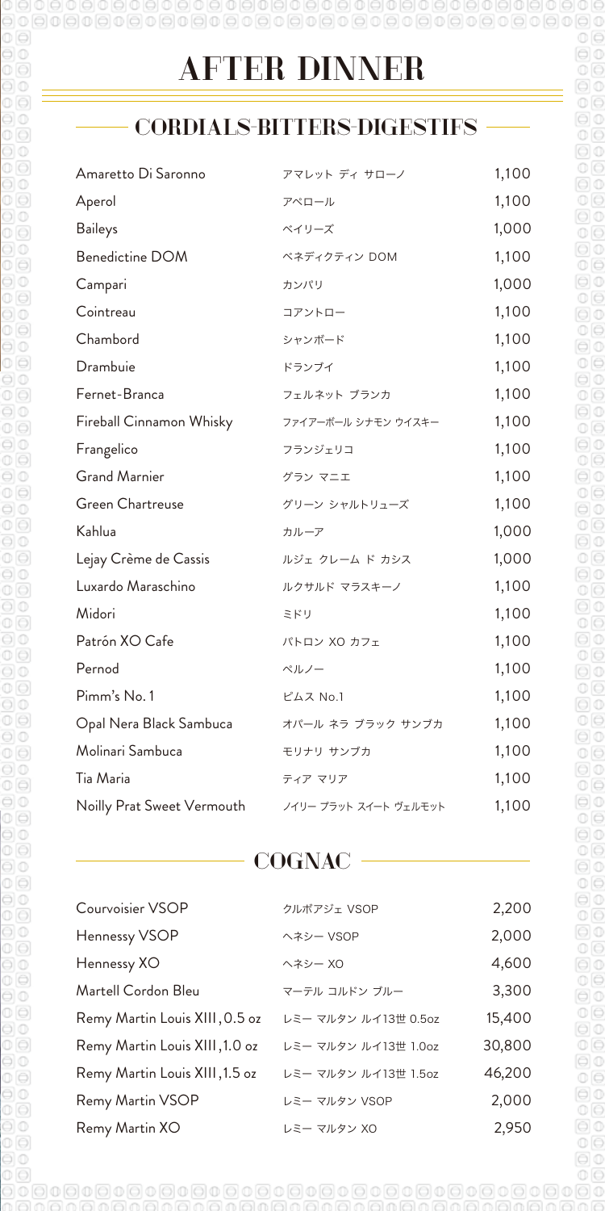# AFTER DINNER

## CORDIALS-BITTERS-DIGESTIFS

| | | |
|---|---|---|
| Amaretto Di Saronno | アマレット ディ サローノ | 1,100 |
| Aperol | アペロール | 1,100 |
| Baileys | ベイリーズ | 1,000 |
| Benedictine DOM | ベネディクティン DOM | 1,100 |
| Campari | カンパリ | 1,000 |
| Cointreau | コアントロー | 1,100 |
| Chambord | シャンボード | 1,100 |
| Drambuie | ドランブイ | 1,100 |
| Fernet-Branca | フェルネット ブランカ | 1,100 |
| Fireball Cinnamon Whisky | ファイアーボール シナモン ウイスキー | 1,100 |
| Frangelico | フランジェリコ | 1,100 |
| Grand Marnier | グラン マニエ | 1,100 |
| Green Chartreuse | グリーン シャルトリューズ | 1,100 |
| Kahlua | カルーア | 1,000 |
| Lejay Crème de Cassis | ルジェ クレーム ド カシス | 1,000 |
| Luxardo Maraschino | ルクサルド マラスキーノ | 1,100 |
| Midori | ミドリ | 1,100 |
| Patrón XO Cafe | パトロン XO カフェ | 1,100 |
| Pernod | ペルノー | 1,100 |
| Pimm's No. 1 | ピムス No.1 | 1,100 |
| Opal Nera Black Sambuca | オパール ネラ ブラック サンブカ | 1,100 |
| Molinari Sambuca | モリナリ サンブカ | 1,100 |
| Tia Maria | ティア マリア | 1,100 |
| Noilly Prat Sweet Vermouth | ノイリー プラット スイート ヴェルモット | 1,100 |

## COGNAC

| | | |
|---|---|---|
| Courvoisier VSOP | クルボアジェ VSOP | 2,200 |
| Hennessy VSOP | ヘネシー VSOP | 2,000 |
| Hennessy XO | ヘネシー XO | 4,600 |
| Martell Cordon Bleu | マーテル コルドン ブルー | 3,300 |
| Remy Martin Louis XIII, 0.5 oz | レミー マルタン ルイ13世 0.5oz | 15,400 |
| Remy Martin Louis XIII, 1.0 oz | レミー マルタン ルイ13世 1.0oz | 30,800 |
| Remy Martin Louis XIII, 1.5 oz | レミー マルタン ルイ13世 1.5oz | 46,200 |
| Remy Martin VSOP | レミー マルタン VSOP | 2,000 |
| Remy Martin XO | レミー マルタン XO | 2,950 |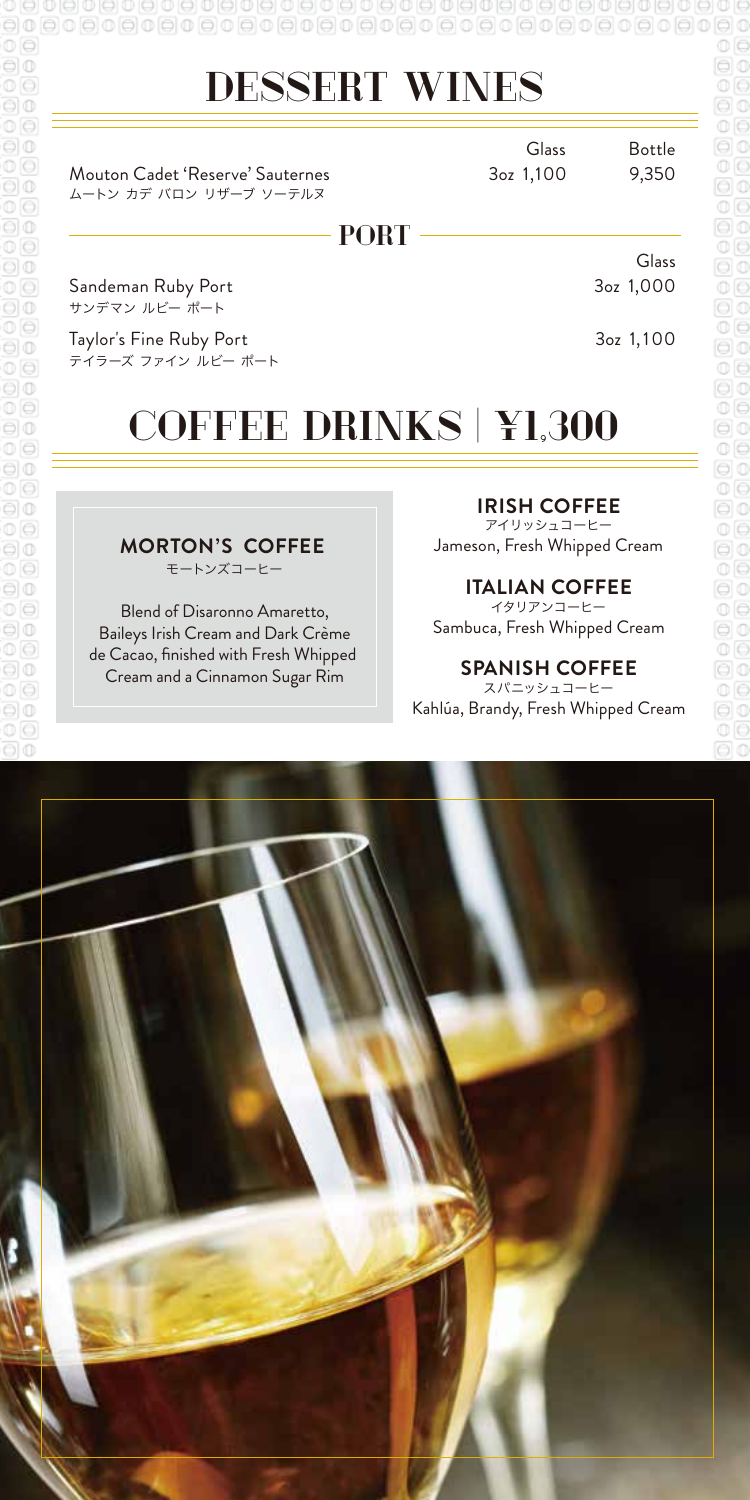# DESSERT WINES

| | Glass | Bottle |
|---|---|---|
| Mouton Cadet 'Reserve' Sauternes<br>ムートン カデ バロン リザーブ ソーテルヌ | 3oz 1,100 | 9,350 |

## PORT

| | Glass |
|---|---|
| Sandeman Ruby Port<br>サンデマン ルビー ポート | 3oz 1,000 |
| Taylor's Fine Ruby Port<br>テイラーズ ファイン ルビー ポート | 3oz 1,100 |

# COFFEE DRINKS | ¥1,300

### MORTON'S COFFEE
モートンズコーヒー

Blend of Disaronno Amaretto, Baileys Irish Cream and Dark Crème de Cacao, finished with Fresh Whipped Cream and a Cinnamon Sugar Rim

### IRISH COFFEE
アイリッシュコーヒー

Jameson, Fresh Whipped Cream

### ITALIAN COFFEE
イタリアンコーヒー

Sambuca, Fresh Whipped Cream

### SPANISH COFFEE
スパニッシュコーヒー

Kahlúa, Brandy, Fresh Whipped Cream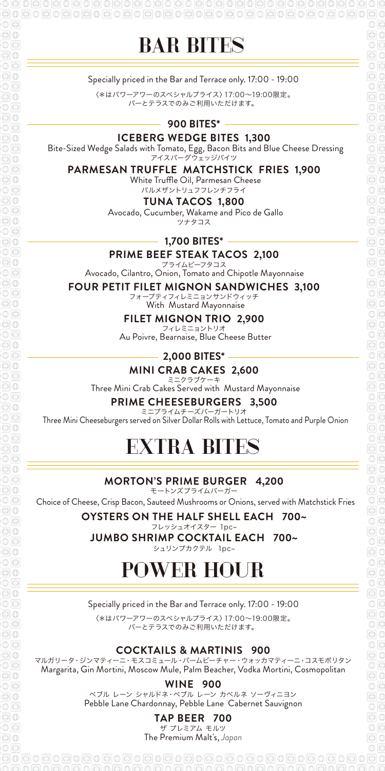# BAR BITES

Specially priced in the Bar and Terrace only. 17:00 - 19:00

〈*はパワーアワーのスペシャルプライス〉17:00〜19:00限定。
バーとテラスでのみご利用いただけます。

## 900 BITES*

### ICEBERG WEDGE BITES 1,300

Bite-Sized Wedge Salads with Tomato, Egg, Bacon Bits and Blue Cheese Dressing
アイスバーグウェッジバイツ

### PARMESAN TRUFFLE MATCHSTICK FRIES 1,900

White Truffle Oil, Parmesan Cheese
パルメザントリュフフレンチフライ

### TUNA TACOS 1,800

Avocado, Cucumber, Wakame and Pico de Gallo
ツナタコス

## 1,700 BITES*

### PRIME BEEF STEAK TACOS 2,100

プライムビーフタコス
Avocado, Cilantro, Onion, Tomato and Chipotle Mayonnaise

### FOUR PETIT FILET MIGNON SANDWICHES 3,100

フォープティフィレミニョンサンドウィッチ
With Mustard Mayonnaise

### FILET MIGNON TRIO 2,900

フィレミニョントリオ
Au Poivre, Bearnaise, Blue Cheese Butter

## 2,000 BITES*

### MINI CRAB CAKES 2,600

ミニクラブケーキ
Three Mini Crab Cakes Served with Mustard Mayonnaise

### PRIME CHEESEBURGERS 3,500

ミニプライムチーズバーガートリオ
Three Mini Cheeseburgers served on Silver Dollar Rolls with Lettuce, Tomato and Purple Onion

# EXTRA BITES

### MORTON'S PRIME BURGER 4,200

モートンズプライムバーガー
Choice of Cheese, Crisp Bacon, Sauteed Mushrooms or Onions, served with Matchstick Fries

### OYSTERS ON THE HALF SHELL EACH 700~

フレッシュオイスター 1pc~

### JUMBO SHRIMP COCKTAIL EACH 700~

シュリンプカクテル 1pc~

# POWER HOUR

Specially priced in the Bar and Terrace only. 17:00 - 19:00

〈*はパワーアワーのスペシャルプライス〉17:00〜19:00限定。
バーとテラスでのみご利用いただけます。

### COCKTAILS & MARTINIS 900

マルガリータ・ジンマティーニ・モスコミュール・パームビーチャー・ウォッカマティーニ・コスモポリタン
Margarita, Gin Mortini, Moscow Mule, Palm Beacher, Vodka Mortini, Cosmopolitan

### WINE 900

ペブル レーン シャルドネ・ペブル レーン カベルネ ソーヴィニヨン
Pebble Lane Chardonnay, Pebble Lane Cabernet Sauvignon

### TAP BEER 700

ザ プレミアム モルツ
The Premium Malt's, *Japan*